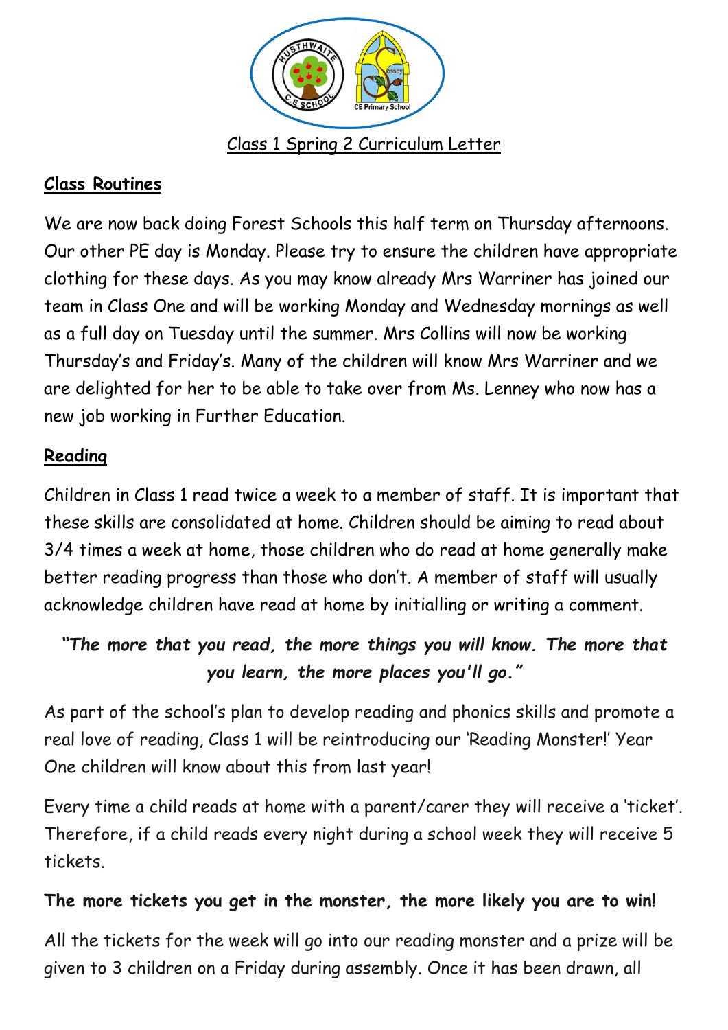Class 1 Spring 2 Curriculum Letter

## Class Routines

We are now back doing Forest Schools this half term on Thursday afternoons. Our other PE day is Monday. Please try to ensure the children have appropriate clothing for these days. As you may know already Mrs Warriner has joined our team in Class One and will be working Monday and Wednesday mornings as well as a full day on Tuesday until the summer. Mrs Collins will now be working Thursday's and Friday's. Many of the children will know Mrs Warriner and we are delighted for her to be able to take over from Ms. Lenney who now has a new job working in Further Education.

## Reading

Children in Class 1 read twice a week to a member of staff. It is important that these skills are consolidated at home. Children should be aiming to read about 3/4 times a week at home, those children who do read at home generally make better reading progress than those who don't. A member of staff will usually acknowledge children have read at home by initialling or writing a comment.

***"The more that you read, the more things you will know. The more that you learn, the more places you'll go."***

As part of the school's plan to develop reading and phonics skills and promote a real love of reading, Class 1 will be reintroducing our 'Reading Monster!' Year One children will know about this from last year!

Every time a child reads at home with a parent/carer they will receive a 'ticket'. Therefore, if a child reads every night during a school week they will receive 5 tickets.

**The more tickets you get in the monster, the more likely you are to win!**

All the tickets for the week will go into our reading monster and a prize will be given to 3 children on a Friday during assembly. Once it has been drawn, all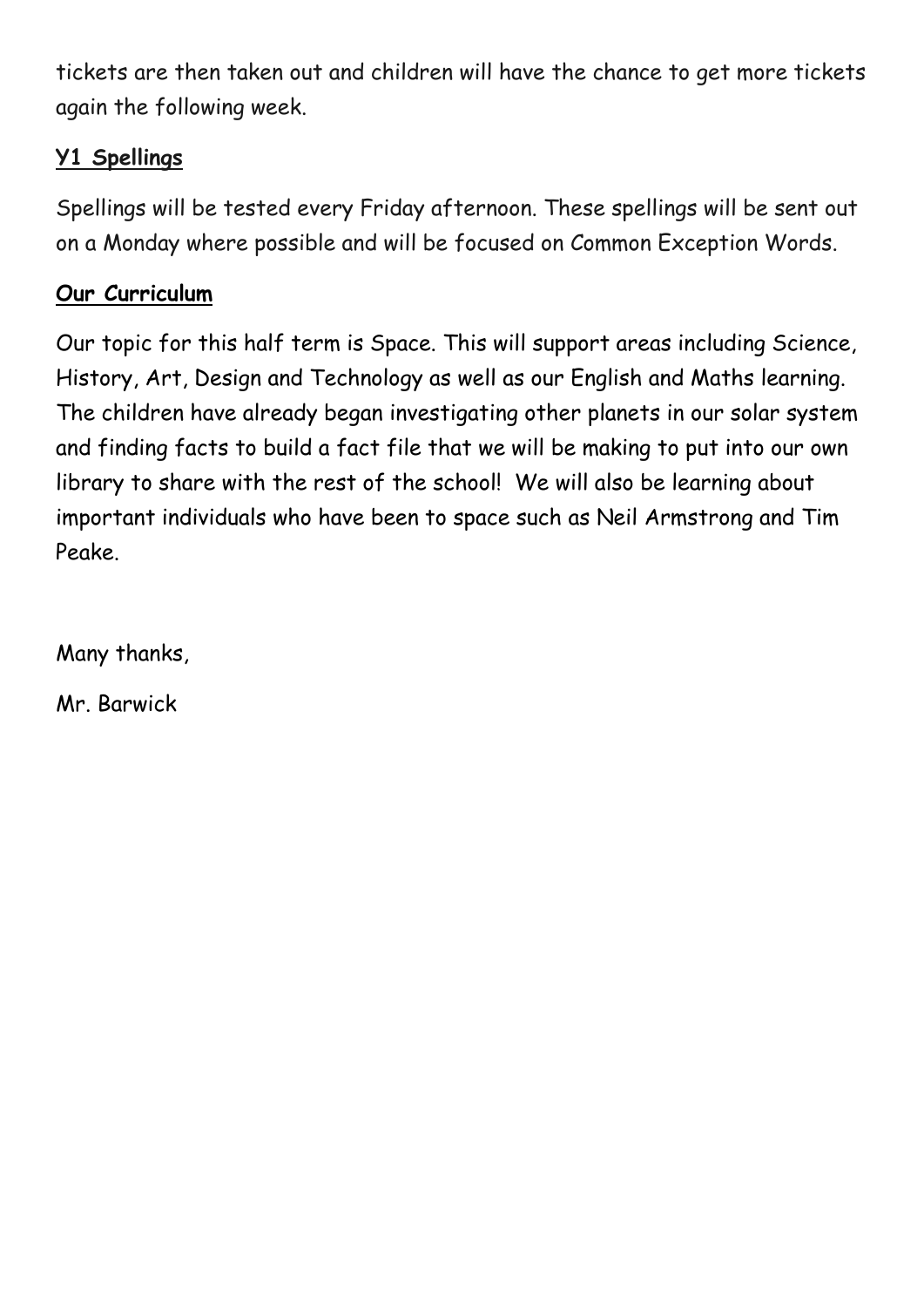tickets are then taken out and children will have the chance to get more tickets again the following week.

## Y1 Spellings

Spellings will be tested every Friday afternoon. These spellings will be sent out on a Monday where possible and will be focused on Common Exception Words.

## Our Curriculum

Our topic for this half term is Space. This will support areas including Science, History, Art, Design and Technology as well as our English and Maths learning. The children have already began investigating other planets in our solar system and finding facts to build a fact file that we will be making to put into our own library to share with the rest of the school! We will also be learning about important individuals who have been to space such as Neil Armstrong and Tim Peake.

Many thanks,

Mr. Barwick